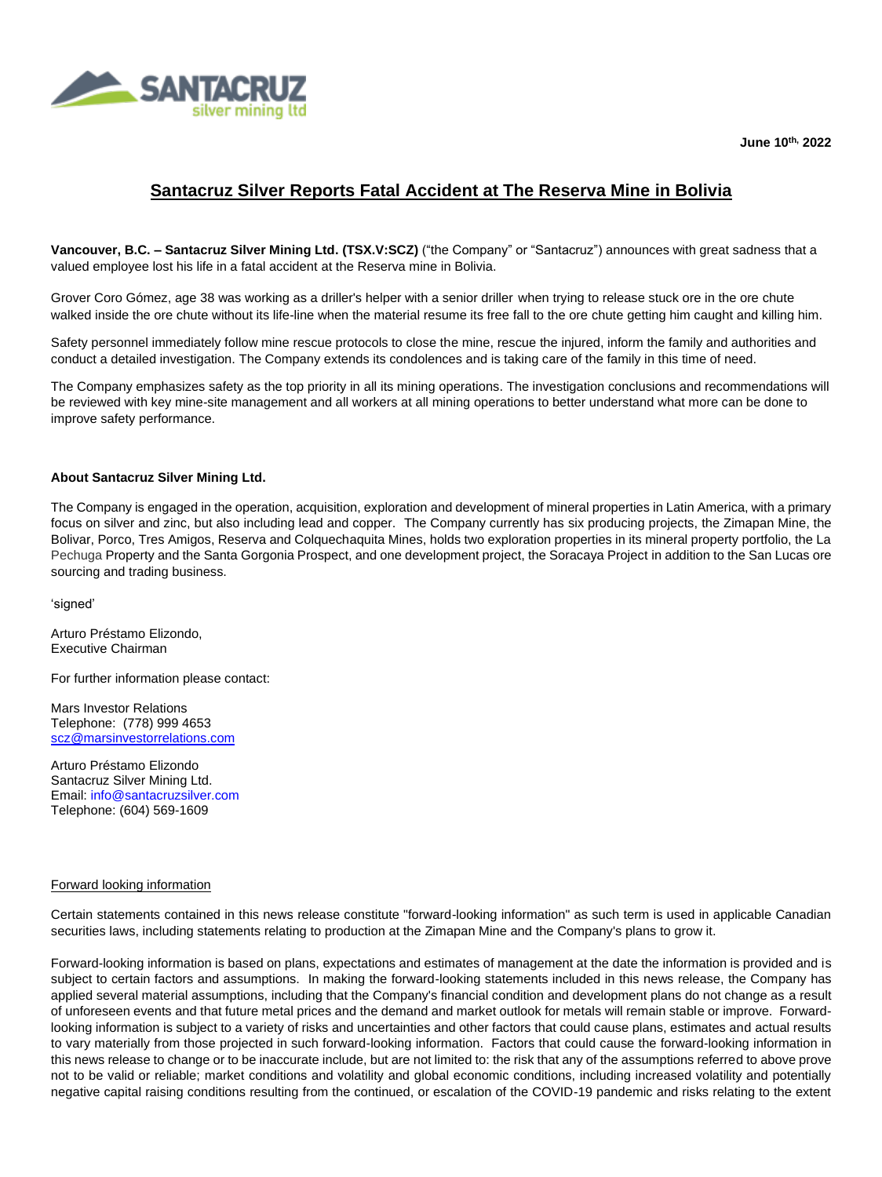June 10th, 2022

# Santacruz Silver Reports Fatal Accident at The Reserva Mine in Bolivia

**Vancouver, B.C. – Santacruz Silver Mining Ltd. (TSX.V:SCZ)** ("the Company" or "Santacruz") announces with great sadness that a valued employee lost his life in a fatal accident at the Reserva mine in Bolivia.

Grover Coro Gómez, age 38 was working as a driller's helper with a senior driller when trying to release stuck ore in the ore chute walked inside the ore chute without its life-line when the material resume its free fall to the ore chute getting him caught and killing him.

Safety personnel immediately follow mine rescue protocols to close the mine, rescue the injured, inform the family and authorities and conduct a detailed investigation. The Company extends its condolences and is taking care of the family in this time of need.

The Company emphasizes safety as the top priority in all its mining operations. The investigation conclusions and recommendations will be reviewed with key mine-site management and all workers at all mining operations to better understand what more can be done to improve safety performance.

**About Santacruz Silver Mining Ltd.**

The Company is engaged in the operation, acquisition, exploration and development of mineral properties in Latin America, with a primary focus on silver and zinc, but also including lead and copper. The Company currently has six producing projects, the Zimapan Mine, the Bolivar, Porco, Tres Amigos, Reserva and Colquechaquita Mines, holds two exploration properties in its mineral property portfolio, the La Pechuga Property and the Santa Gorgonia Prospect, and one development project, the Soracaya Project in addition to the San Lucas ore sourcing and trading business.

'signed'

Arturo Préstamo Elizondo,
Executive Chairman

For further information please contact:

Mars Investor Relations
Telephone: (778) 999 4653
scz@marsinvestorrelations.com

Arturo Préstamo Elizondo
Santacruz Silver Mining Ltd.
Email: info@santacruzsilver.com
Telephone: (604) 569-1609

Forward looking information

Certain statements contained in this news release constitute "forward-looking information" as such term is used in applicable Canadian securities laws, including statements relating to production at the Zimapan Mine and the Company's plans to grow it.

Forward-looking information is based on plans, expectations and estimates of management at the date the information is provided and is subject to certain factors and assumptions. In making the forward-looking statements included in this news release, the Company has applied several material assumptions, including that the Company's financial condition and development plans do not change as a result of unforeseen events and that future metal prices and the demand and market outlook for metals will remain stable or improve. Forward-looking information is subject to a variety of risks and uncertainties and other factors that could cause plans, estimates and actual results to vary materially from those projected in such forward-looking information. Factors that could cause the forward-looking information in this news release to change or to be inaccurate include, but are not limited to: the risk that any of the assumptions referred to above prove not to be valid or reliable; market conditions and volatility and global economic conditions, including increased volatility and potentially negative capital raising conditions resulting from the continued, or escalation of the COVID-19 pandemic and risks relating to the extent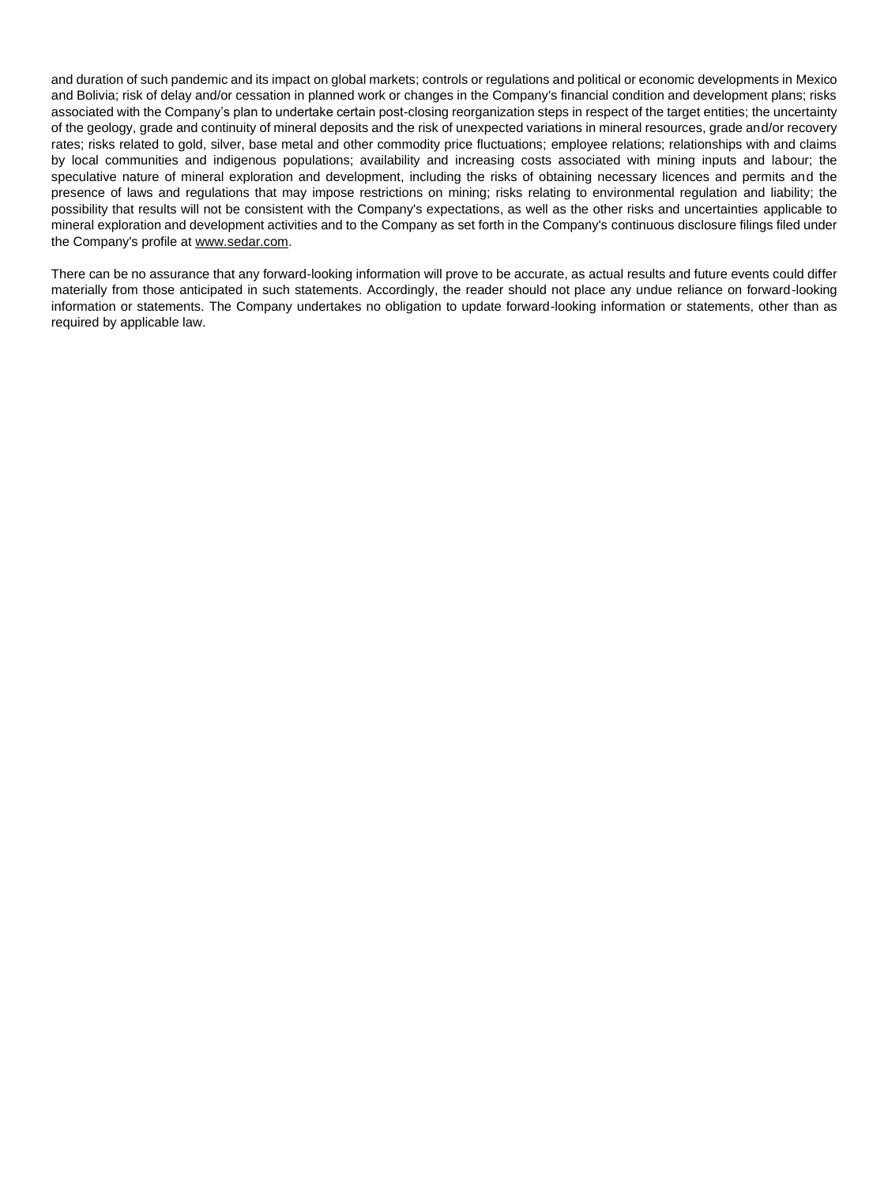and duration of such pandemic and its impact on global markets; controls or regulations and political or economic developments in Mexico and Bolivia; risk of delay and/or cessation in planned work or changes in the Company's financial condition and development plans; risks associated with the Company's plan to undertake certain post-closing reorganization steps in respect of the target entities; the uncertainty of the geology, grade and continuity of mineral deposits and the risk of unexpected variations in mineral resources, grade and/or recovery rates; risks related to gold, silver, base metal and other commodity price fluctuations; employee relations; relationships with and claims by local communities and indigenous populations; availability and increasing costs associated with mining inputs and labour; the speculative nature of mineral exploration and development, including the risks of obtaining necessary licences and permits and the presence of laws and regulations that may impose restrictions on mining; risks relating to environmental regulation and liability; the possibility that results will not be consistent with the Company's expectations, as well as the other risks and uncertainties applicable to mineral exploration and development activities and to the Company as set forth in the Company's continuous disclosure filings filed under the Company's profile at www.sedar.com.

There can be no assurance that any forward-looking information will prove to be accurate, as actual results and future events could differ materially from those anticipated in such statements. Accordingly, the reader should not place any undue reliance on forward-looking information or statements. The Company undertakes no obligation to update forward-looking information or statements, other than as required by applicable law.